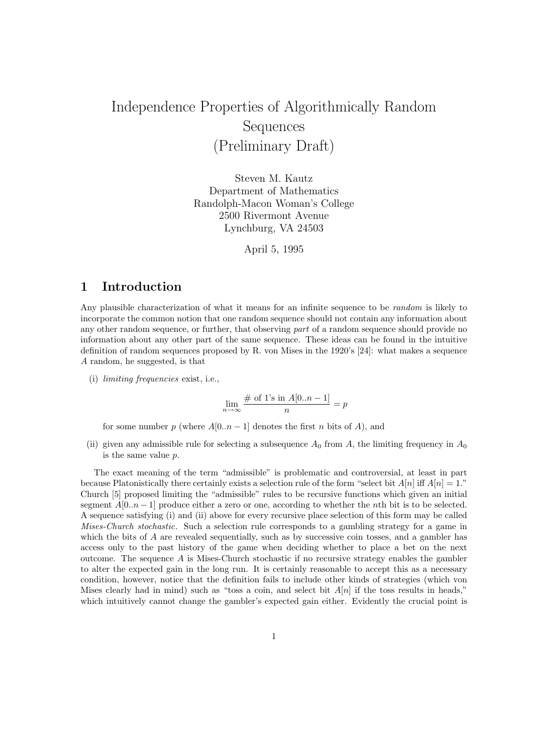# Independence Properties of Algorithmically Random Sequences (Preliminary Draft)

Steven M. Kautz
Department of Mathematics
Randolph-Macon Woman's College
2500 Rivermont Avenue
Lynchburg, VA 24503

April 5, 1995

## 1 Introduction

Any plausible characterization of what it means for an infinite sequence to be *random* is likely to incorporate the common notion that one random sequence should not contain any information about any other random sequence, or further, that observing *part* of a random sequence should provide no information about any other part of the same sequence. These ideas can be found in the intuitive definition of random sequences proposed by R. von Mises in the 1920's [24]: what makes a sequence $A$ random, he suggested, is that

(i) *limiting frequencies* exist, i.e.,

$$\lim_{n\to\infty} \frac{\text{\# of 1's in } A[0..n-1]}{n} = p$$

for some number $p$ (where $A[0..n-1]$ denotes the first $n$ bits of $A$), and

(ii) given any admissible rule for selecting a subsequence $A_0$ from $A$, the limiting frequency in $A_0$ is the same value $p$.

The exact meaning of the term "admissible" is problematic and controversial, at least in part because Platonistically there certainly exists a selection rule of the form "select bit $A[n]$ iff $A[n] = 1$." Church [5] proposed limiting the "admissible" rules to be recursive functions which given an initial segment $A[0..n-1]$ produce either a zero or one, according to whether the $n$th bit is to be selected. A sequence satisfying (i) and (ii) above for every recursive place selection of this form may be called *Mises-Church stochastic*. Such a selection rule corresponds to a gambling strategy for a game in which the bits of $A$ are revealed sequentially, such as by successive coin tosses, and a gambler has access only to the past history of the game when deciding whether to place a bet on the next outcome. The sequence $A$ is Mises-Church stochastic if no recursive strategy enables the gambler to alter the expected gain in the long run. It is certainly reasonable to accept this as a necessary condition, however, notice that the definition fails to include other kinds of strategies (which von Mises clearly had in mind) such as "toss a coin, and select bit $A[n]$ if the toss results in heads," which intuitively cannot change the gambler's expected gain either. Evidently the crucial point is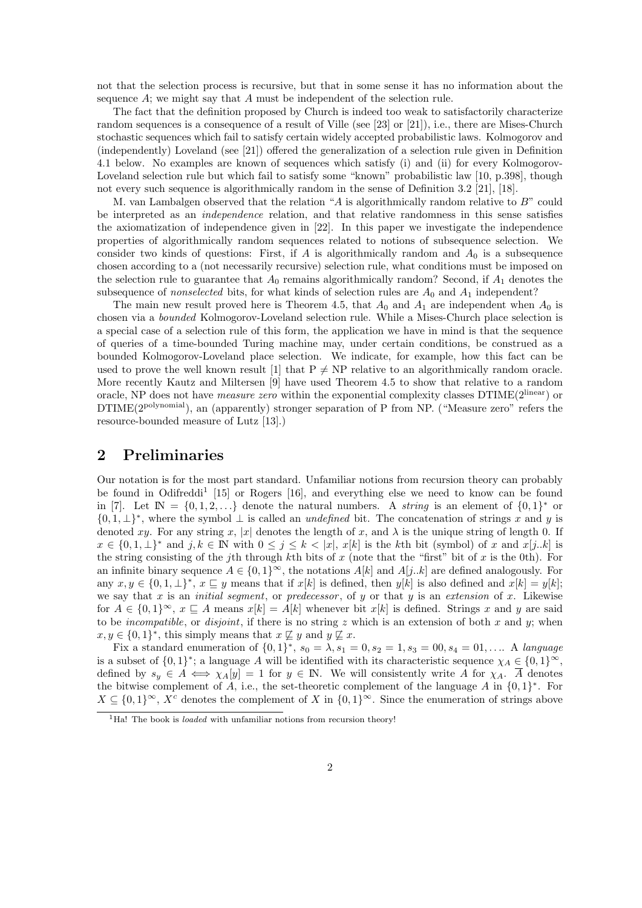not that the selection process is recursive, but that in some sense it has no information about the sequence $A$; we might say that $A$ must be independent of the selection rule.

The fact that the definition proposed by Church is indeed too weak to satisfactorily characterize random sequences is a consequence of a result of Ville (see [23] or [21]), i.e., there are Mises-Church stochastic sequences which fail to satisfy certain widely accepted probabilistic laws. Kolmogorov and (independently) Loveland (see [21]) offered the generalization of a selection rule given in Definition 4.1 below. No examples are known of sequences which satisfy (i) and (ii) for every Kolmogorov-Loveland selection rule but which fail to satisfy some "known" probabilistic law [10, p.398], though not every such sequence is algorithmically random in the sense of Definition 3.2 [21], [18].

M. van Lambalgen observed that the relation "$A$ is algorithmically random relative to $B$" could be interpreted as an *independence* relation, and that relative randomness in this sense satisfies the axiomatization of independence given in [22]. In this paper we investigate the independence properties of algorithmically random sequences related to notions of subsequence selection. We consider two kinds of questions: First, if $A$ is algorithmically random and $A_0$ is a subsequence chosen according to a (not necessarily recursive) selection rule, what conditions must be imposed on the selection rule to guarantee that $A_0$ remains algorithmically random? Second, if $A_1$ denotes the subsequence of *nonselected* bits, for what kinds of selection rules are $A_0$ and $A_1$ independent?

The main new result proved here is Theorem 4.5, that $A_0$ and $A_1$ are independent when $A_0$ is chosen via a *bounded* Kolmogorov-Loveland selection rule. While a Mises-Church place selection is a special case of a selection rule of this form, the application we have in mind is that the sequence of queries of a time-bounded Turing machine may, under certain conditions, be construed as a bounded Kolmogorov-Loveland place selection. We indicate, for example, how this fact can be used to prove the well known result [1] that P $\neq$ NP relative to an algorithmically random oracle. More recently Kautz and Miltersen [9] have used Theorem 4.5 to show that relative to a random oracle, NP does not have *measure zero* within the exponential complexity classes DTIME($2^{\text{linear}}$) or DTIME($2^{\text{polynomial}}$), an (apparently) stronger separation of P from NP. ("Measure zero" refers the resource-bounded measure of Lutz [13].)

## 2 Preliminaries

Our notation is for the most part standard. Unfamiliar notions from recursion theory can probably be found in Odifreddi[1] [15] or Rogers [16], and everything else we need to know can be found in [7]. Let $\mathbb{N} = \{0, 1, 2, \ldots\}$ denote the natural numbers. A *string* is an element of $\{0,1\}^*$ or $\{0,1,\perp\}^*$, where the symbol $\perp$ is called an *undefined* bit. The concatenation of strings $x$ and $y$ is denoted $xy$. For any string $x$, $|x|$ denotes the length of $x$, and $\lambda$ is the unique string of length 0. If $x \in \{0,1,\perp\}^*$ and $j, k \in \mathbb{N}$ with $0 \leq j \leq k < |x|$, $x[k]$ is the $k$th bit (symbol) of $x$ and $x[j..k]$ is the string consisting of the $j$th through $k$th bits of $x$ (note that the "first" bit of $x$ is the 0th). For an infinite binary sequence $A \in \{0,1\}^\infty$, the notations $A[k]$ and $A[j..k]$ are defined analogously. For any $x, y \in \{0,1,\perp\}^*$, $x \sqsubseteq y$ means that if $x[k]$ is defined, then $y[k]$ is also defined and $x[k] = y[k]$; we say that $x$ is an *initial segment*, or *predecessor*, of $y$ or that $y$ is an *extension* of $x$. Likewise for $A \in \{0,1\}^\infty$, $x \sqsubseteq A$ means $x[k] = A[k]$ whenever bit $x[k]$ is defined. Strings $x$ and $y$ are said to be *incompatible*, or *disjoint*, if there is no string $z$ which is an extension of both $x$ and $y$; when $x, y \in \{0,1\}^*$, this simply means that $x \not\sqsubseteq y$ and $y \not\sqsubseteq x$.

Fix a standard enumeration of $\{0,1\}^*$, $s_0 = \lambda, s_1 = 0, s_2 = 1, s_3 = 00, s_4 = 01, \ldots$. A *language* is a subset of $\{0,1\}^*$; a language $A$ will be identified with its characteristic sequence $\chi_A \in \{0,1\}^\infty$, defined by $s_y \in A \iff \chi_A[y] = 1$ for $y \in \mathbb{N}$. We will consistently write $A$ for $\chi_A$. $\overline{A}$ denotes the bitwise complement of $A$, i.e., the set-theoretic complement of the language $A$ in $\{0,1\}^*$. For $X \subseteq \{0,1\}^\infty$, $X^c$ denotes the complement of $X$ in $\{0,1\}^\infty$. Since the enumeration of strings above

[1] Ha! The book is *loaded* with unfamiliar notions from recursion theory!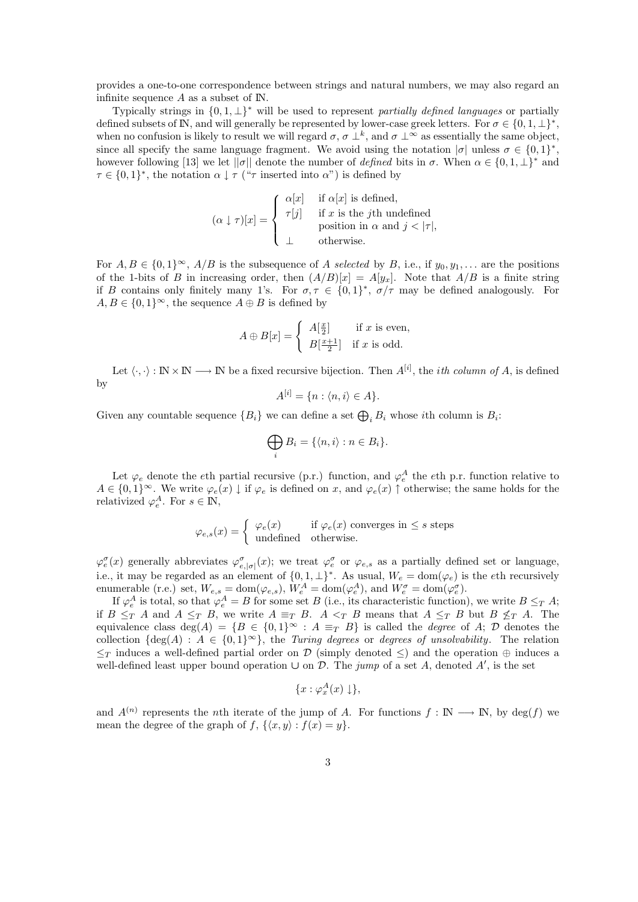provides a one-to-one correspondence between strings and natural numbers, we may also regard an infinite sequence $A$ as a subset of $\mathbb{N}$.

Typically strings in $\{0, 1, \perp\}^*$ will be used to represent *partially defined languages* or partially defined subsets of $\mathbb{N}$, and will generally be represented by lower-case greek letters. For $\sigma \in \{0, 1, \perp\}^*$, when no confusion is likely to result we will regard $\sigma$, $\sigma \perp^k$, and $\sigma \perp^\infty$ as essentially the same object, since all specify the same language fragment. We avoid using the notation $|\sigma|$ unless $\sigma \in \{0, 1\}^*$, however following [13] we let $||\sigma||$ denote the number of *defined* bits in $\sigma$. When $\alpha \in \{0, 1, \perp\}^*$ and $\tau \in \{0, 1\}^*$, the notation $\alpha \downarrow \tau$ ("$\tau$ inserted into $\alpha$") is defined by

$$(\alpha \downarrow \tau)[x] = \begin{cases} \alpha[x] & \text{if } \alpha[x] \text{ is defined,} \\ \tau[j] & \text{if } x \text{ is the } j\text{th undefined position in } \alpha \text{ and } j < |\tau|, \\ \perp & \text{otherwise.} \end{cases}$$

For $A, B \in \{0, 1\}^\infty$, $A/B$ is the subsequence of $A$ *selected* by $B$, i.e., if $y_0, y_1, \ldots$ are the positions of the 1-bits of $B$ in increasing order, then $(A/B)[x] = A[y_x]$. Note that $A/B$ is a finite string if $B$ contains only finitely many 1's. For $\sigma, \tau \in \{0, 1\}^*$, $\sigma/\tau$ may be defined analogously. For $A, B \in \{0, 1\}^\infty$, the sequence $A \oplus B$ is defined by

$$A \oplus B[x] = \begin{cases} A[\frac{x}{2}] & \text{if } x \text{ is even,} \\ B[\frac{x+1}{2}] & \text{if } x \text{ is odd.} \end{cases}$$

Let $\langle \cdot, \cdot \rangle : \mathbb{N} \times \mathbb{N} \longrightarrow \mathbb{N}$ be a fixed recursive bijection. Then $A^{[i]}$, the *ith column of* $A$, is defined by

$$A^{[i]} = \{n : \langle n, i \rangle \in A\}.$$

Given any countable sequence $\{B_i\}$ we can define a set $\bigoplus_i B_i$ whose $i$th column is $B_i$:

$$\bigoplus_i B_i = \{\langle n, i \rangle : n \in B_i\}.$$

Let $\varphi_e$ denote the $e$th partial recursive (p.r.) function, and $\varphi_e^A$ the $e$th p.r. function relative to $A \in \{0, 1\}^\infty$. We write $\varphi_e(x) \downarrow$ if $\varphi_e$ is defined on $x$, and $\varphi_e(x) \uparrow$ otherwise; the same holds for the relativized $\varphi_e^A$. For $s \in \mathbb{N}$,

$$\varphi_{e,s}(x) = \begin{cases} \varphi_e(x) & \text{if } \varphi_e(x) \text{ converges in } \leq s \text{ steps} \\ \text{undefined} & \text{otherwise.} \end{cases}$$

$\varphi_e^\sigma(x)$ generally abbreviates $\varphi_{e,|\sigma|}^\sigma(x)$; we treat $\varphi_e^\sigma$ or $\varphi_{e,s}$ as a partially defined set or language, i.e., it may be regarded as an element of $\{0, 1, \perp\}^*$. As usual, $W_e = \mathrm{dom}(\varphi_e)$ is the $e$th recursively enumerable (r.e.) set, $W_{e,s} = \mathrm{dom}(\varphi_{e,s})$, $W_e^A = \mathrm{dom}(\varphi_e^A)$, and $W_e^\sigma = \mathrm{dom}(\varphi_e^\sigma)$.

If $\varphi_e^A$ is total, so that $\varphi_e^A = B$ for some set $B$ (i.e., its characteristic function), we write $B \leq_T A$; if $B \leq_T A$ and $A \leq_T B$, we write $A \equiv_T B$. $A <_T B$ means that $A \leq_T B$ but $B \not\leq_T A$. The equivalence class $\deg(A) = \{B \in \{0, 1\}^\infty : A \equiv_T B\}$ is called the *degree* of $A$; $\mathcal{D}$ denotes the collection $\{\deg(A) : A \in \{0, 1\}^\infty\}$, the *Turing degrees* or *degrees of unsolvability*. The relation $\leq_T$ induces a well-defined partial order on $\mathcal{D}$ (simply denoted $\leq$) and the operation $\oplus$ induces a well-defined least upper bound operation $\cup$ on $\mathcal{D}$. The *jump* of a set $A$, denoted $A'$, is the set

$$\{x : \varphi_x^A(x) \downarrow\},$$

and $A^{(n)}$ represents the $n$th iterate of the jump of $A$. For functions $f : \mathbb{N} \longrightarrow \mathbb{N}$, by $\deg(f)$ we mean the degree of the graph of $f$, $\{\langle x, y \rangle : f(x) = y\}$.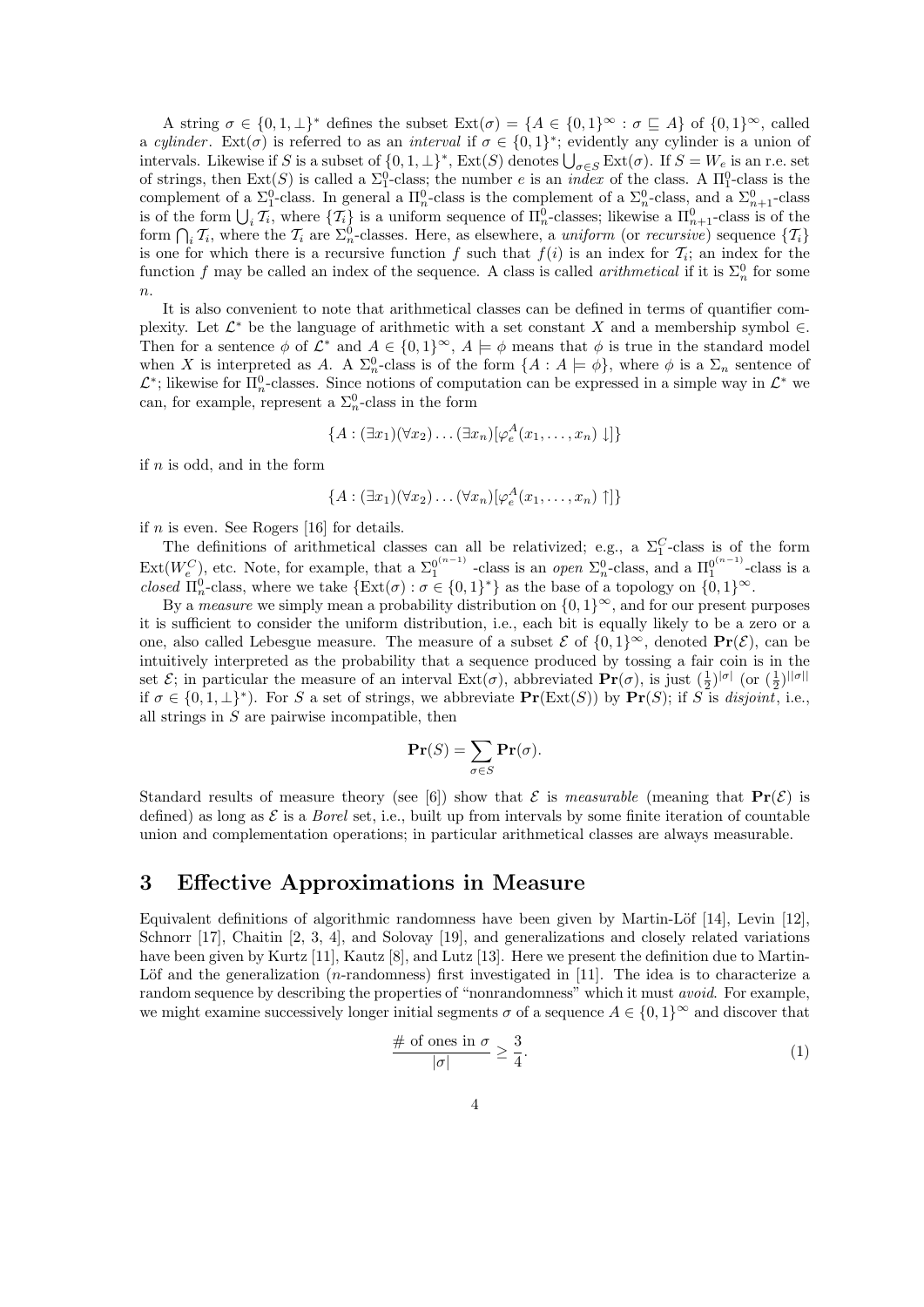A string $\sigma \in \{0, 1, \perp\}^*$ defines the subset $\text{Ext}(\sigma) = \{A \in \{0,1\}^\infty : \sigma \sqsubseteq A\}$ of $\{0,1\}^\infty$, called a *cylinder*. $\text{Ext}(\sigma)$ is referred to as an *interval* if $\sigma \in \{0,1\}^*$; evidently any cylinder is a union of intervals. Likewise if $S$ is a subset of $\{0, 1, \perp\}^*$, $\text{Ext}(S)$ denotes $\bigcup_{\sigma \in S} \text{Ext}(\sigma)$. If $S = W_e$ is an r.e. set of strings, then $\text{Ext}(S)$ is called a $\Sigma_1^0$-class; the number $e$ is an *index* of the class. A $\Pi_1^0$-class is the complement of a $\Sigma_1^0$-class. In general a $\Pi_n^0$-class is the complement of a $\Sigma_n^0$-class, and a $\Sigma_{n+1}^0$-class is of the form $\bigcup_i \mathcal{T}_i$, where $\{\mathcal{T}_i\}$ is a uniform sequence of $\Pi_n^0$-classes; likewise a $\Pi_{n+1}^0$-class is of the form $\bigcap_i \mathcal{T}_i$, where the $\mathcal{T}_i$ are $\Sigma_n^0$-classes. Here, as elsewhere, a *uniform* (or *recursive*) sequence $\{\mathcal{T}_i\}$ is one for which there is a recursive function $f$ such that $f(i)$ is an index for $\mathcal{T}_i$; an index for the function $f$ may be called an index of the sequence. A class is called *arithmetical* if it is $\Sigma_n^0$ for some $n$.

It is also convenient to note that arithmetical classes can be defined in terms of quantifier complexity. Let $\mathcal{L}^*$ be the language of arithmetic with a set constant $X$ and a membership symbol $\in$. Then for a sentence $\phi$ of $\mathcal{L}^*$ and $A \in \{0,1\}^\infty$, $A \models \phi$ means that $\phi$ is true in the standard model when $X$ is interpreted as $A$. A $\Sigma_n^0$-class is of the form $\{A : A \models \phi\}$, where $\phi$ is a $\Sigma_n$ sentence of $\mathcal{L}^*$; likewise for $\Pi_n^0$-classes. Since notions of computation can be expressed in a simple way in $\mathcal{L}^*$ we can, for example, represent a $\Sigma_n^0$-class in the form

$$\{A : (\exists x_1)(\forall x_2) \ldots (\exists x_n)[\varphi_e^A(x_1, \ldots, x_n) \downarrow]\}$$

if $n$ is odd, and in the form

$$\{A : (\exists x_1)(\forall x_2) \ldots (\forall x_n)[\varphi_e^A(x_1, \ldots, x_n) \uparrow]\}$$

if $n$ is even. See Rogers [16] for details.

The definitions of arithmetical classes can all be relativized; e.g., a $\Sigma_1^C$-class is of the form $\text{Ext}(W_e^C)$, etc. Note, for example, that a $\Sigma_1^{0^{(n-1)}}$-class is an *open* $\Sigma_n^0$-class, and a $\Pi_1^{0^{(n-1)}}$-class is a *closed* $\Pi_n^0$-class, where we take $\{\text{Ext}(\sigma) : \sigma \in \{0,1\}^*\}$ as the base of a topology on $\{0,1\}^\infty$.

By a *measure* we simply mean a probability distribution on $\{0,1\}^\infty$, and for our present purposes it is sufficient to consider the uniform distribution, i.e., each bit is equally likely to be a zero or a one, also called Lebesgue measure. The measure of a subset $\mathcal{E}$ of $\{0,1\}^\infty$, denoted $\mathbf{Pr}(\mathcal{E})$, can be intuitively interpreted as the probability that a sequence produced by tossing a fair coin is in the set $\mathcal{E}$; in particular the measure of an interval $\text{Ext}(\sigma)$, abbreviated $\mathbf{Pr}(\sigma)$, is just $(\frac{1}{2})^{|\sigma|}$ (or $(\frac{1}{2})^{||\sigma||}$ if $\sigma \in \{0, 1, \perp\}^*$). For $S$ a set of strings, we abbreviate $\mathbf{Pr}(\text{Ext}(S))$ by $\mathbf{Pr}(S)$; if $S$ is *disjoint*, i.e., all strings in $S$ are pairwise incompatible, then

$$\mathbf{Pr}(S) = \sum_{\sigma \in S} \mathbf{Pr}(\sigma).$$

Standard results of measure theory (see [6]) show that $\mathcal{E}$ is *measurable* (meaning that $\mathbf{Pr}(\mathcal{E})$ is defined) as long as $\mathcal{E}$ is a *Borel* set, i.e., built up from intervals by some finite iteration of countable union and complementation operations; in particular arithmetical classes are always measurable.

## 3 Effective Approximations in Measure

Equivalent definitions of algorithmic randomness have been given by Martin-Löf [14], Levin [12], Schnorr [17], Chaitin [2, 3, 4], and Solovay [19], and generalizations and closely related variations have been given by Kurtz [11], Kautz [8], and Lutz [13]. Here we present the definition due to Martin-Löf and the generalization ($n$-randomness) first investigated in [11]. The idea is to characterize a random sequence by describing the properties of "nonrandomness" which it must *avoid*. For example, we might examine successively longer initial segments $\sigma$ of a sequence $A \in \{0,1\}^\infty$ and discover that

$$\frac{\#\text{ of ones in }\sigma}{|\sigma|} \geq \frac{3}{4}. \tag{1}$$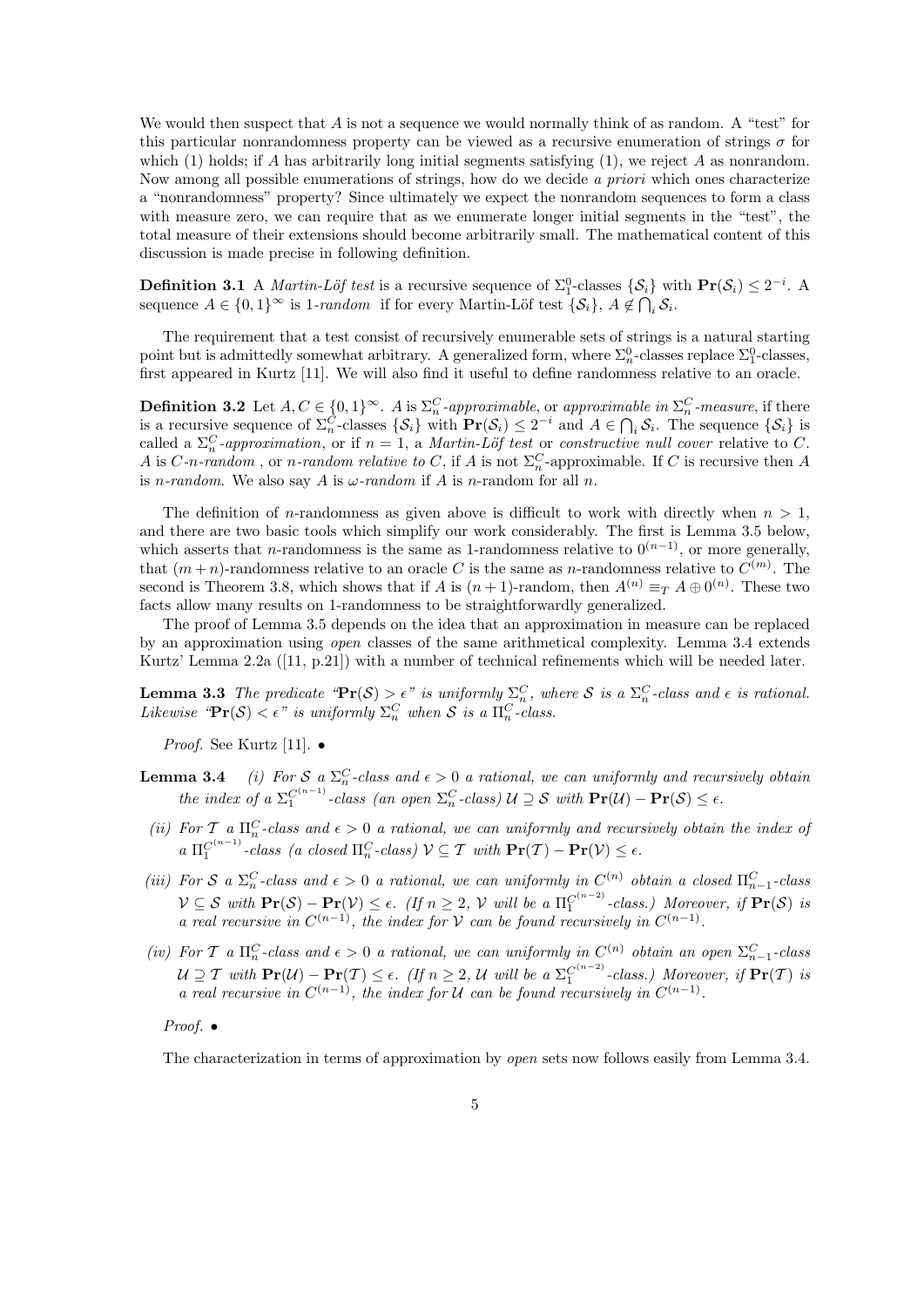We would then suspect that $A$ is not a sequence we would normally think of as random. A "test" for this particular nonrandomness property can be viewed as a recursive enumeration of strings $\sigma$ for which (1) holds; if $A$ has arbitrarily long initial segments satisfying (1), we reject $A$ as nonrandom. Now among all possible enumerations of strings, how do we decide *a priori* which ones characterize a "nonrandomness" property? Since ultimately we expect the nonrandom sequences to form a class with measure zero, we can require that as we enumerate longer initial segments in the "test", the total measure of their extensions should become arbitrarily small. The mathematical content of this discussion is made precise in following definition.

**Definition 3.1** A *Martin-Löf test* is a recursive sequence of $\Sigma^0_1$-classes $\{\mathcal{S}_i\}$ with $\mathbf{Pr}(\mathcal{S}_i) \leq 2^{-i}$. A sequence $A \in \{0,1\}^\infty$ is *1-random* if for every Martin-Löf test $\{\mathcal{S}_i\}$, $A \notin \bigcap_i \mathcal{S}_i$.

The requirement that a test consist of recursively enumerable sets of strings is a natural starting point but is admittedly somewhat arbitrary. A generalized form, where $\Sigma^0_n$-classes replace $\Sigma^0_1$-classes, first appeared in Kurtz [11]. We will also find it useful to define randomness relative to an oracle.

**Definition 3.2** Let $A, C \in \{0,1\}^\infty$. $A$ is $\Sigma^C_n$*-approximable*, or *approximable in* $\Sigma^C_n$*-measure*, if there is a recursive sequence of $\Sigma^C_n$-classes $\{\mathcal{S}_i\}$ with $\mathbf{Pr}(\mathcal{S}_i) \leq 2^{-i}$ and $A \in \bigcap_i \mathcal{S}_i$. The sequence $\{\mathcal{S}_i\}$ is called a $\Sigma^C_n$*-approximation*, or if $n = 1$, a *Martin-Löf test* or *constructive null cover* relative to $C$. $A$ is $C$*-n-random*, or *n-random relative to* $C$, if $A$ is not $\Sigma^C_n$-approximable. If $C$ is recursive then $A$ is *n-random*. We also say $A$ is $\omega$*-random* if $A$ is $n$-random for all $n$.

The definition of $n$-randomness as given above is difficult to work with directly when $n > 1$, and there are two basic tools which simplify our work considerably. The first is Lemma 3.5 below, which asserts that $n$-randomness is the same as 1-randomness relative to $0^{(n-1)}$, or more generally, that $(m+n)$-randomness relative to an oracle $C$ is the same as $n$-randomness relative to $C^{(m)}$. The second is Theorem 3.8, which shows that if $A$ is $(n+1)$-random, then $A^{(n)} \equiv_T A \oplus 0^{(n)}$. These two facts allow many results on 1-randomness to be straightforwardly generalized.

The proof of Lemma 3.5 depends on the idea that an approximation in measure can be replaced by an approximation using *open* classes of the same arithmetical complexity. Lemma 3.4 extends Kurtz' Lemma 2.2a ([11, p.21]) with a number of technical refinements which will be needed later.

**Lemma 3.3** *The predicate "$\mathbf{Pr}(\mathcal{S}) > \epsilon$" is uniformly $\Sigma^C_n$, where $\mathcal{S}$ is a $\Sigma^C_n$-class and $\epsilon$ is rational. Likewise "$\mathbf{Pr}(\mathcal{S}) < \epsilon$" is uniformly $\Sigma^C_n$ when $\mathcal{S}$ is a $\Pi^C_n$-class.*

*Proof.* See Kurtz [11]. •

**Lemma 3.4** *(i) For $\mathcal{S}$ a $\Sigma^C_n$-class and $\epsilon > 0$ a rational, we can uniformly and recursively obtain the index of a $\Sigma^{C^{(n-1)}}_1$-class (an open $\Sigma^C_n$-class) $\mathcal{U} \supseteq \mathcal{S}$ with $\mathbf{Pr}(\mathcal{U}) - \mathbf{Pr}(\mathcal{S}) \leq \epsilon$.*

*(ii) For $\mathcal{T}$ a $\Pi^C_n$-class and $\epsilon > 0$ a rational, we can uniformly and recursively obtain the index of a $\Pi^{C^{(n-1)}}_1$-class (a closed $\Pi^C_n$-class) $\mathcal{V} \subseteq \mathcal{T}$ with $\mathbf{Pr}(\mathcal{T}) - \mathbf{Pr}(\mathcal{V}) \leq \epsilon$.*

*(iii) For $\mathcal{S}$ a $\Sigma^C_n$-class and $\epsilon > 0$ a rational, we can uniformly in $C^{(n)}$ obtain a closed $\Pi^C_{n-1}$-class $\mathcal{V} \subseteq \mathcal{S}$ with $\mathbf{Pr}(\mathcal{S}) - \mathbf{Pr}(\mathcal{V}) \leq \epsilon$. (If $n \geq 2$, $\mathcal{V}$ will be a $\Pi^{C^{(n-2)}}_1$-class.) Moreover, if $\mathbf{Pr}(\mathcal{S})$ is a real recursive in $C^{(n-1)}$, the index for $\mathcal{V}$ can be found recursively in $C^{(n-1)}$.*

*(iv) For $\mathcal{T}$ a $\Pi^C_n$-class and $\epsilon > 0$ a rational, we can uniformly in $C^{(n)}$ obtain an open $\Sigma^C_{n-1}$-class $\mathcal{U} \supseteq \mathcal{T}$ with $\mathbf{Pr}(\mathcal{U}) - \mathbf{Pr}(\mathcal{T}) \leq \epsilon$. (If $n \geq 2$, $\mathcal{U}$ will be a $\Sigma^{C^{(n-2)}}_1$-class.) Moreover, if $\mathbf{Pr}(\mathcal{T})$ is a real recursive in $C^{(n-1)}$, the index for $\mathcal{U}$ can be found recursively in $C^{(n-1)}$.*

*Proof.* •

The characterization in terms of approximation by *open* sets now follows easily from Lemma 3.4.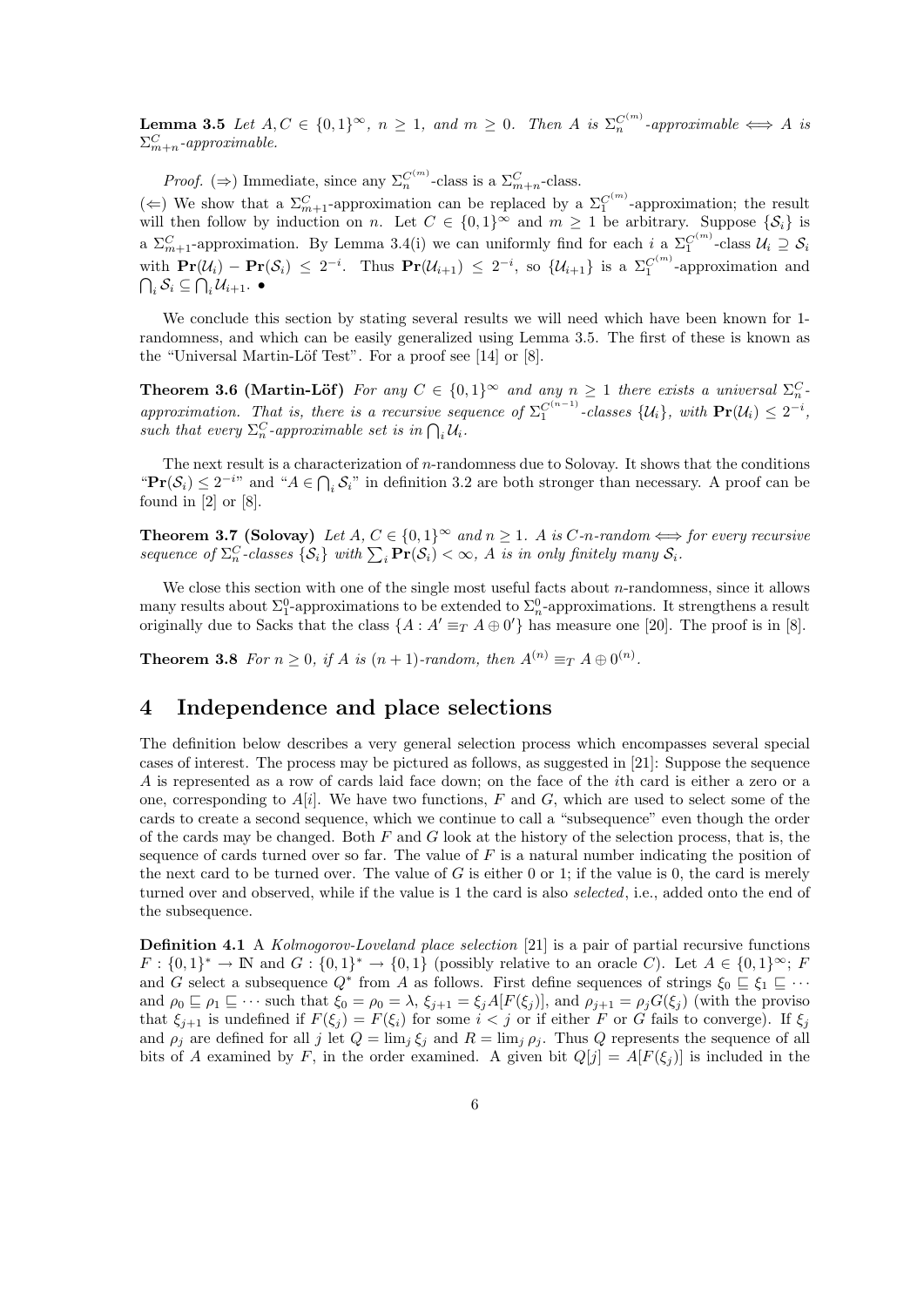**Lemma 3.5** *Let $A, C \in \{0,1\}^\infty$, $n \geq 1$, and $m \geq 0$. Then $A$ is $\Sigma_n^{C^{(m)}}$-approximable $\iff$ $A$ is $\Sigma_{m+n}^C$-approximable.*

*Proof.* ($\Rightarrow$) Immediate, since any $\Sigma_n^{C^{(m)}}$-class is a $\Sigma_{m+n}^C$-class.

($\Leftarrow$) We show that a $\Sigma_{m+1}^C$-approximation can be replaced by a $\Sigma_1^{C^{(m)}}$-approximation; the result will then follow by induction on $n$. Let $C \in \{0,1\}^\infty$ and $m \geq 1$ be arbitrary. Suppose $\{\mathcal{S}_i\}$ is a $\Sigma_{m+1}^C$-approximation. By Lemma 3.4(i) we can uniformly find for each $i$ a $\Sigma_1^{C^{(m)}}$-class $\mathcal{U}_i \supseteq \mathcal{S}_i$ with $\mathbf{Pr}(\mathcal{U}_i) - \mathbf{Pr}(\mathcal{S}_i) \leq 2^{-i}$. Thus $\mathbf{Pr}(\mathcal{U}_{i+1}) \leq 2^{-i}$, so $\{\mathcal{U}_{i+1}\}$ is a $\Sigma_1^{C^{(m)}}$-approximation and $\bigcap_i \mathcal{S}_i \subseteq \bigcap_i \mathcal{U}_{i+1}$. •

We conclude this section by stating several results we will need which have been known for 1-randomness, and which can be easily generalized using Lemma 3.5. The first of these is known as the "Universal Martin-Löf Test". For a proof see [14] or [8].

**Theorem 3.6 (Martin-Löf)** *For any $C \in \{0,1\}^\infty$ and any $n \geq 1$ there exists a universal $\Sigma_n^C$-approximation. That is, there is a recursive sequence of $\Sigma_1^{C^{(n-1)}}$-classes $\{\mathcal{U}_i\}$, with $\mathbf{Pr}(\mathcal{U}_i) \leq 2^{-i}$, such that every $\Sigma_n^C$-approximable set is in $\bigcap_i \mathcal{U}_i$.*

The next result is a characterization of $n$-randomness due to Solovay. It shows that the conditions "$\mathbf{Pr}(\mathcal{S}_i) \leq 2^{-i}$" and "$A \in \bigcap_i \mathcal{S}_i$" in definition 3.2 are both stronger than necessary. A proof can be found in [2] or [8].

**Theorem 3.7 (Solovay)** *Let $A, C \in \{0,1\}^\infty$ and $n \geq 1$. $A$ is $C$-$n$-random $\iff$ for every recursive sequence of $\Sigma_n^C$-classes $\{\mathcal{S}_i\}$ with $\sum_i \mathbf{Pr}(\mathcal{S}_i) < \infty$, $A$ is in only finitely many $\mathcal{S}_i$.*

We close this section with one of the single most useful facts about $n$-randomness, since it allows many results about $\Sigma_1^0$-approximations to be extended to $\Sigma_n^0$-approximations. It strengthens a result originally due to Sacks that the class $\{A : A' \equiv_T A \oplus 0'\}$ has measure one [20]. The proof is in [8].

**Theorem 3.8** *For $n \geq 0$, if $A$ is $(n+1)$-random, then $A^{(n)} \equiv_T A \oplus 0^{(n)}$.*

# 4 Independence and place selections

The definition below describes a very general selection process which encompasses several special cases of interest. The process may be pictured as follows, as suggested in [21]: Suppose the sequence $A$ is represented as a row of cards laid face down; on the face of the $i$th card is either a zero or a one, corresponding to $A[i]$. We have two functions, $F$ and $G$, which are used to select some of the cards to create a second sequence, which we continue to call a "subsequence" even though the order of the cards may be changed. Both $F$ and $G$ look at the history of the selection process, that is, the sequence of cards turned over so far. The value of $F$ is a natural number indicating the position of the next card to be turned over. The value of $G$ is either 0 or 1; if the value is 0, the card is merely turned over and observed, while if the value is 1 the card is also *selected*, i.e., added onto the end of the subsequence.

**Definition 4.1** A *Kolmogorov-Loveland place selection* [21] is a pair of partial recursive functions $F : \{0,1\}^* \to \mathbb{N}$ and $G : \{0,1\}^* \to \{0,1\}$ (possibly relative to an oracle $C$). Let $A \in \{0,1\}^\infty$; $F$ and $G$ select a subsequence $Q^*$ from $A$ as follows. First define sequences of strings $\xi_0 \sqsubseteq \xi_1 \sqsubseteq \cdots$ and $\rho_0 \sqsubseteq \rho_1 \sqsubseteq \cdots$ such that $\xi_0 = \rho_0 = \lambda$, $\xi_{j+1} = \xi_j A[F(\xi_j)]$, and $\rho_{j+1} = \rho_j G(\xi_j)$ (with the proviso that $\xi_{j+1}$ is undefined if $F(\xi_j) = F(\xi_i)$ for some $i < j$ or if either $F$ or $G$ fails to converge). If $\xi_j$ and $\rho_j$ are defined for all $j$ let $Q = \lim_j \xi_j$ and $R = \lim_j \rho_j$. Thus $Q$ represents the sequence of all bits of $A$ examined by $F$, in the order examined. A given bit $Q[j] = A[F(\xi_j)]$ is included in the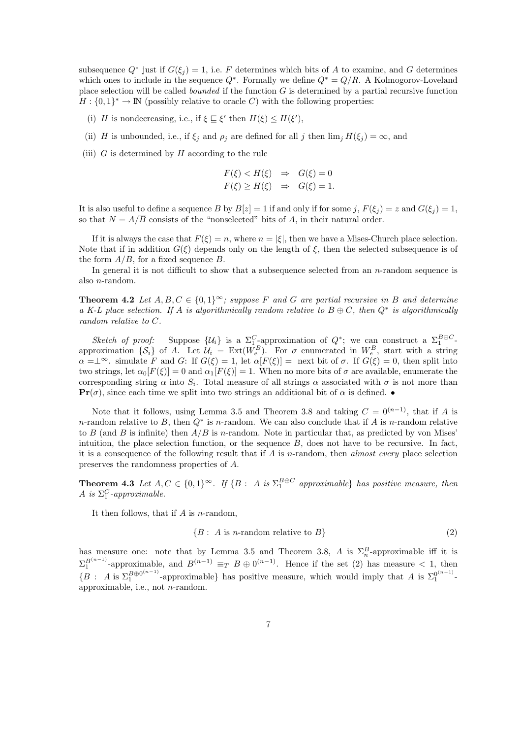subsequence $Q^*$ just if $G(\xi_j) = 1$, i.e. $F$ determines which bits of $A$ to examine, and $G$ determines which ones to include in the sequence $Q^*$. Formally we define $Q^* = Q/R$. A Kolmogorov-Loveland place selection will be called *bounded* if the function $G$ is determined by a partial recursive function $H : \{0,1\}^* \to \mathbb{N}$ (possibly relative to oracle $C$) with the following properties:

(i) $H$ is nondecreasing, i.e., if $\xi \sqsubseteq \xi'$ then $H(\xi) \leq H(\xi')$,

(ii) $H$ is unbounded, i.e., if $\xi_j$ and $\rho_j$ are defined for all $j$ then $\lim_j H(\xi_j) = \infty$, and

(iii) $G$ is determined by $H$ according to the rule

$$\begin{aligned} F(\xi) < H(\xi) &\Rightarrow G(\xi) = 0 \\ F(\xi) \geq H(\xi) &\Rightarrow G(\xi) = 1. \end{aligned}$$

It is also useful to define a sequence $B$ by $B[z] = 1$ if and only if for some $j$, $F(\xi_j) = z$ and $G(\xi_j) = 1$, so that $N = A/\overline{B}$ consists of the "nonselected" bits of $A$, in their natural order.

If it is always the case that $F(\xi) = n$, where $n = |\xi|$, then we have a Mises-Church place selection. Note that if in addition $G(\xi)$ depends only on the length of $\xi$, then the selected subsequence is of the form $A/B$, for a fixed sequence $B$.

In general it is not difficult to show that a subsequence selected from an $n$-random sequence is also $n$-random.

**Theorem 4.2** *Let $A, B, C \in \{0,1\}^\infty$; suppose $F$ and $G$ are partial recursive in $B$ and determine a K-L place selection. If $A$ is algorithmically random relative to $B \oplus C$, then $Q^*$ is algorithmically random relative to $C$.*

*Sketch of proof:* Suppose $\{\mathcal{U}_i\}$ is a $\Sigma_1^C$-approximation of $Q^*$; we can construct a $\Sigma_1^{B\oplus C}$-approximation $\{\mathcal{S}_i\}$ of $A$. Let $\mathcal{U}_i = \mathrm{Ext}(W_e^B)$. For $\sigma$ enumerated in $W_e^B$, start with a string $\alpha = \perp^\infty$. simulate $F$ and $G$: If $G(\xi) = 1$, let $\alpha[F(\xi)] =$ next bit of $\sigma$. If $G(\xi) = 0$, then split into two strings, let $\alpha_0[F(\xi)] = 0$ and $\alpha_1[F(\xi)] = 1$. When no more bits of $\sigma$ are available, enumerate the corresponding string $\alpha$ into $S_i$. Total measure of all strings $\alpha$ associated with $\sigma$ is not more than $\mathbf{Pr}(\sigma)$, since each time we split into two strings an additional bit of $\alpha$ is defined. $\bullet$

Note that it follows, using Lemma 3.5 and Theorem 3.8 and taking $C = 0^{(n-1)}$, that if $A$ is $n$-random relative to $B$, then $Q^*$ is $n$-random. We can also conclude that if $A$ is $n$-random relative to $B$ (and $B$ is infinite) then $A/B$ is $n$-random. Note in particular that, as predicted by von Mises' intuition, the place selection function, or the sequence $B$, does not have to be recursive. In fact, it is a consequence of the following result that if $A$ is $n$-random, then *almost every* place selection preserves the randomness properties of $A$.

**Theorem 4.3** *Let $A, C \in \{0,1\}^\infty$. If $\{B : A \text{ is } \Sigma_1^{B\oplus C} \text{ approximable}\}$ has positive measure, then $A$ is $\Sigma_1^C$-approximable.*

It then follows, that if $A$ is $n$-random,

$$\{B : A \text{ is } n\text{-random relative to } B\} \tag{2}$$

has measure one: note that by Lemma 3.5 and Theorem 3.8, $A$ is $\Sigma_n^B$-approximable iff it is $\Sigma_1^{B^{(n-1)}}$-approximable, and $B^{(n-1)} \equiv_T B \oplus 0^{(n-1)}$. Hence if the set (2) has measure $< 1$, then $\{B : A \text{ is } \Sigma_1^{B\oplus 0^{(n-1)}}\text{-approximable}\}$ has positive measure, which would imply that $A$ is $\Sigma_1^{0^{(n-1)}}$-approximable, i.e., not $n$-random.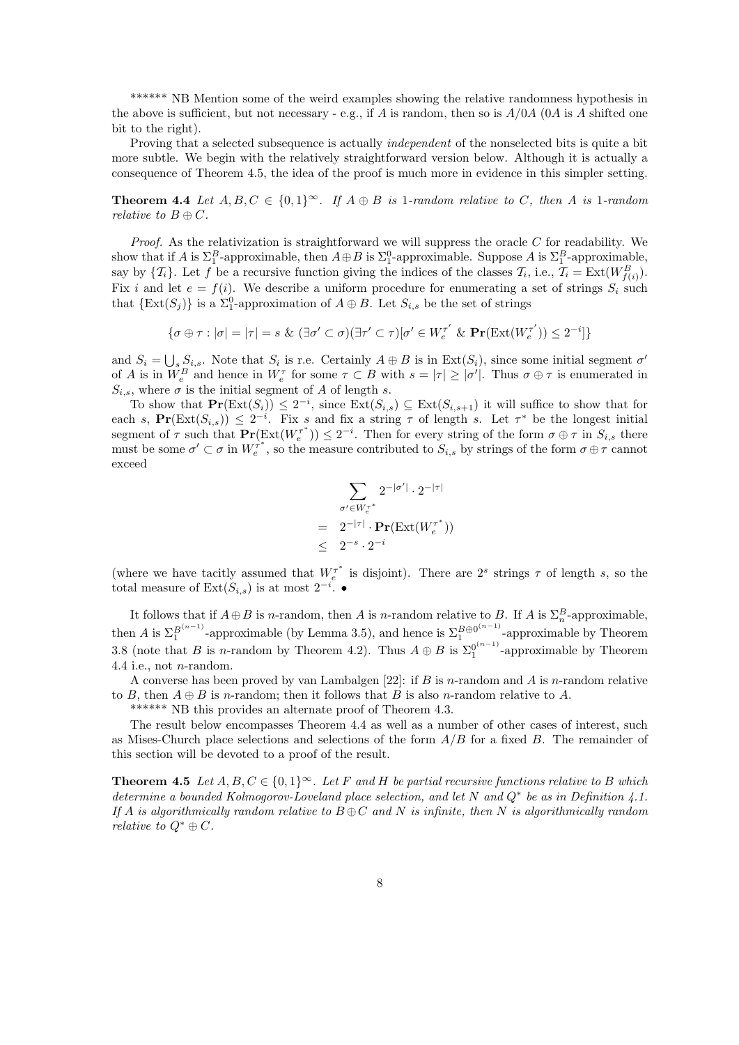****** NB Mention some of the weird examples showing the relative randomness hypothesis in the above is sufficient, but not necessary - e.g., if $A$ is random, then so is $A/0A$ ($0A$ is $A$ shifted one bit to the right).

Proving that a selected subsequence is actually *independent* of the nonselected bits is quite a bit more subtle. We begin with the relatively straightforward version below. Although it is actually a consequence of Theorem 4.5, the idea of the proof is much more in evidence in this simpler setting.

**Theorem 4.4** *Let $A, B, C \in \{0,1\}^\infty$. If $A \oplus B$ is 1-random relative to $C$, then $A$ is 1-random relative to $B \oplus C$.*

*Proof.* As the relativization is straightforward we will suppress the oracle $C$ for readability. We show that if $A$ is $\Sigma_1^B$-approximable, then $A \oplus B$ is $\Sigma_1^0$-approximable. Suppose $A$ is $\Sigma_1^B$-approximable, say by $\{\mathcal{T}_i\}$. Let $f$ be a recursive function giving the indices of the classes $\mathcal{T}_i$, i.e., $\mathcal{T}_i = \text{Ext}(W^B_{f(i)})$. Fix $i$ and let $e = f(i)$. We describe a uniform procedure for enumerating a set of strings $S_i$ such that $\{\text{Ext}(S_j)\}$ is a $\Sigma_1^0$-approximation of $A \oplus B$. Let $S_{i,s}$ be the set of strings

$$\{\sigma \oplus \tau : |\sigma| = |\tau| = s \ \& \ (\exists \sigma' \subset \sigma)(\exists \tau' \subset \tau)[\sigma' \in W_e^{\tau'} \ \& \ \mathbf{Pr}(\text{Ext}(W_e^{\tau'})) \leq 2^{-i}]\}$$

and $S_i = \bigcup_s S_{i,s}$. Note that $S_i$ is r.e. Certainly $A \oplus B$ is in $\text{Ext}(S_i)$, since some initial segment $\sigma'$ of $A$ is in $W_e^B$ and hence in $W_e^\tau$ for some $\tau \subset B$ with $s = |\tau| \geq |\sigma'|$. Thus $\sigma \oplus \tau$ is enumerated in $S_{i,s}$, where $\sigma$ is the initial segment of $A$ of length $s$.

To show that $\mathbf{Pr}(\text{Ext}(S_i)) \leq 2^{-i}$, since $\text{Ext}(S_{i,s}) \subseteq \text{Ext}(S_{i,s+1})$ it will suffice to show that for each $s$, $\mathbf{Pr}(\text{Ext}(S_{i,s})) \leq 2^{-i}$. Fix $s$ and fix a string $\tau$ of length $s$. Let $\tau^*$ be the longest initial segment of $\tau$ such that $\mathbf{Pr}(\text{Ext}(W_e^{\tau^*})) \leq 2^{-i}$. Then for every string of the form $\sigma \oplus \tau$ in $S_{i,s}$ there must be some $\sigma' \subset \sigma$ in $W_e^{\tau^*}$, so the measure contributed to $S_{i,s}$ by strings of the form $\sigma \oplus \tau$ cannot exceed

$$\begin{aligned} & \sum_{\sigma' \in W_e^{\tau^*}} 2^{-|\sigma'|} \cdot 2^{-|\tau|} \\ = \ & 2^{-|\tau|} \cdot \mathbf{Pr}(\text{Ext}(W_e^{\tau^*})) \\ \leq \ & 2^{-s} \cdot 2^{-i} \end{aligned}$$

(where we have tacitly assumed that $W_e^{\tau^*}$ is disjoint). There are $2^s$ strings $\tau$ of length $s$, so the total measure of $\text{Ext}(S_{i,s})$ is at most $2^{-i}$. •

It follows that if $A \oplus B$ is $n$-random, then $A$ is $n$-random relative to $B$. If $A$ is $\Sigma_n^B$-approximable, then $A$ is $\Sigma_1^{B^{(n-1)}}$-approximable (by Lemma 3.5), and hence is $\Sigma_1^{B \oplus 0^{(n-1)}}$-approximable by Theorem 3.8 (note that $B$ is $n$-random by Theorem 4.2). Thus $A \oplus B$ is $\Sigma_1^{0^{(n-1)}}$-approximable by Theorem 4.4 i.e., not $n$-random.

A converse has been proved by van Lambalgen [22]: if $B$ is $n$-random and $A$ is $n$-random relative to $B$, then $A \oplus B$ is $n$-random; then it follows that $B$ is also $n$-random relative to $A$.

****** NB this provides an alternate proof of Theorem 4.3.

The result below encompasses Theorem 4.4 as well as a number of other cases of interest, such as Mises-Church place selections and selections of the form $A/B$ for a fixed $B$. The remainder of this section will be devoted to a proof of the result.

**Theorem 4.5** *Let $A, B, C \in \{0,1\}^\infty$. Let $F$ and $H$ be partial recursive functions relative to $B$ which determine a bounded Kolmogorov-Loveland place selection, and let $N$ and $Q^*$ be as in Definition 4.1. If $A$ is algorithmically random relative to $B \oplus C$ and $N$ is infinite, then $N$ is algorithmically random relative to $Q^* \oplus C$.*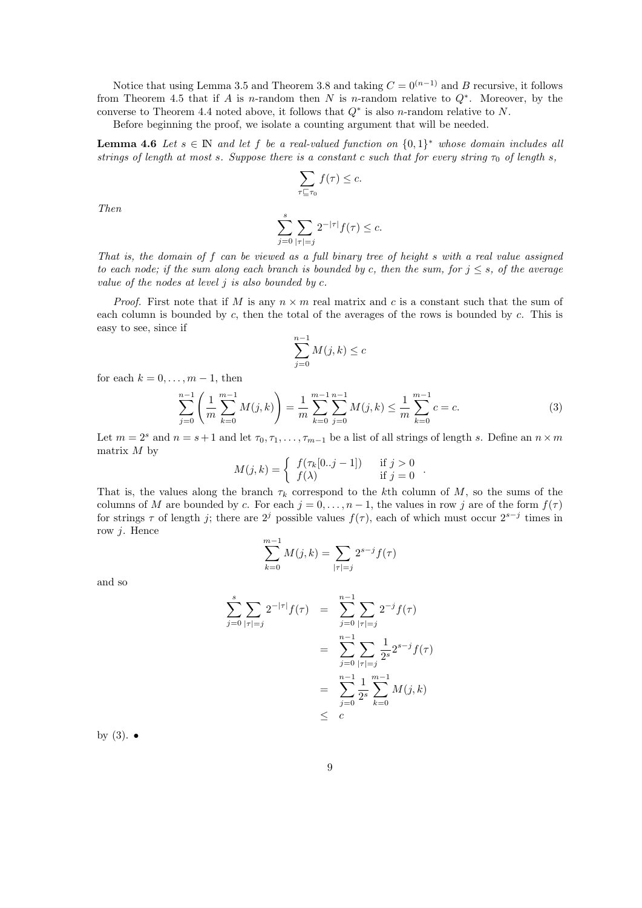Notice that using Lemma 3.5 and Theorem 3.8 and taking $C = 0^{(n-1)}$ and $B$ recursive, it follows from Theorem 4.5 that if $A$ is $n$-random then $N$ is $n$-random relative to $Q^*$. Moreover, by the converse to Theorem 4.4 noted above, it follows that $Q^*$ is also $n$-random relative to $N$.

Before beginning the proof, we isolate a counting argument that will be needed.

**Lemma 4.6** *Let $s \in \mathbb{N}$ and let $f$ be a real-valued function on $\{0,1\}^*$ whose domain includes all strings of length at most $s$. Suppose there is a constant $c$ such that for every string $\tau_0$ of length $s$,*

$$\sum_{\tau \sqsubseteq \tau_0} f(\tau) \leq c.$$

*Then*

$$\sum_{j=0}^{s} \sum_{|\tau|=j} 2^{-|\tau|} f(\tau) \leq c.$$

*That is, the domain of $f$ can be viewed as a full binary tree of height $s$ with a real value assigned to each node; if the sum along each branch is bounded by $c$, then the sum, for $j \leq s$, of the average value of the nodes at level $j$ is also bounded by $c$.*

*Proof.* First note that if $M$ is any $n \times m$ real matrix and $c$ is a constant such that the sum of each column is bounded by $c$, then the total of the averages of the rows is bounded by $c$. This is easy to see, since if

$$\sum_{j=0}^{n-1} M(j,k) \leq c$$

for each $k = 0, \ldots, m-1$, then

$$\sum_{j=0}^{n-1} \left( \frac{1}{m} \sum_{k=0}^{m-1} M(j,k) \right) = \frac{1}{m} \sum_{k=0}^{m-1} \sum_{j=0}^{n-1} M(j,k) \leq \frac{1}{m} \sum_{k=0}^{m-1} c = c. \tag{3}$$

Let $m = 2^s$ and $n = s+1$ and let $\tau_0, \tau_1, \ldots, \tau_{m-1}$ be a list of all strings of length $s$. Define an $n \times m$ matrix $M$ by

$$M(j,k) = \begin{cases} f(\tau_k[0..j-1]) & \text{if } j > 0 \\ f(\lambda) & \text{if } j = 0 \end{cases}.$$

That is, the values along the branch $\tau_k$ correspond to the $k$th column of $M$, so the sums of the columns of $M$ are bounded by $c$. For each $j = 0, \ldots, n-1$, the values in row $j$ are of the form $f(\tau)$ for strings $\tau$ of length $j$; there are $2^j$ possible values $f(\tau)$, each of which must occur $2^{s-j}$ times in row $j$. Hence

$$\sum_{k=0}^{m-1} M(j,k) = \sum_{|\tau|=j} 2^{s-j} f(\tau)$$

and so

$$\begin{aligned}
\sum_{j=0}^{s} \sum_{|\tau|=j} 2^{-|\tau|} f(\tau) &= \sum_{j=0}^{n-1} \sum_{|\tau|=j} 2^{-j} f(\tau) \\
&= \sum_{j=0}^{n-1} \sum_{|\tau|=j} \frac{1}{2^s} 2^{s-j} f(\tau) \\
&= \sum_{j=0}^{n-1} \frac{1}{2^s} \sum_{k=0}^{m-1} M(j,k) \\
&\leq c
\end{aligned}$$

by (3). •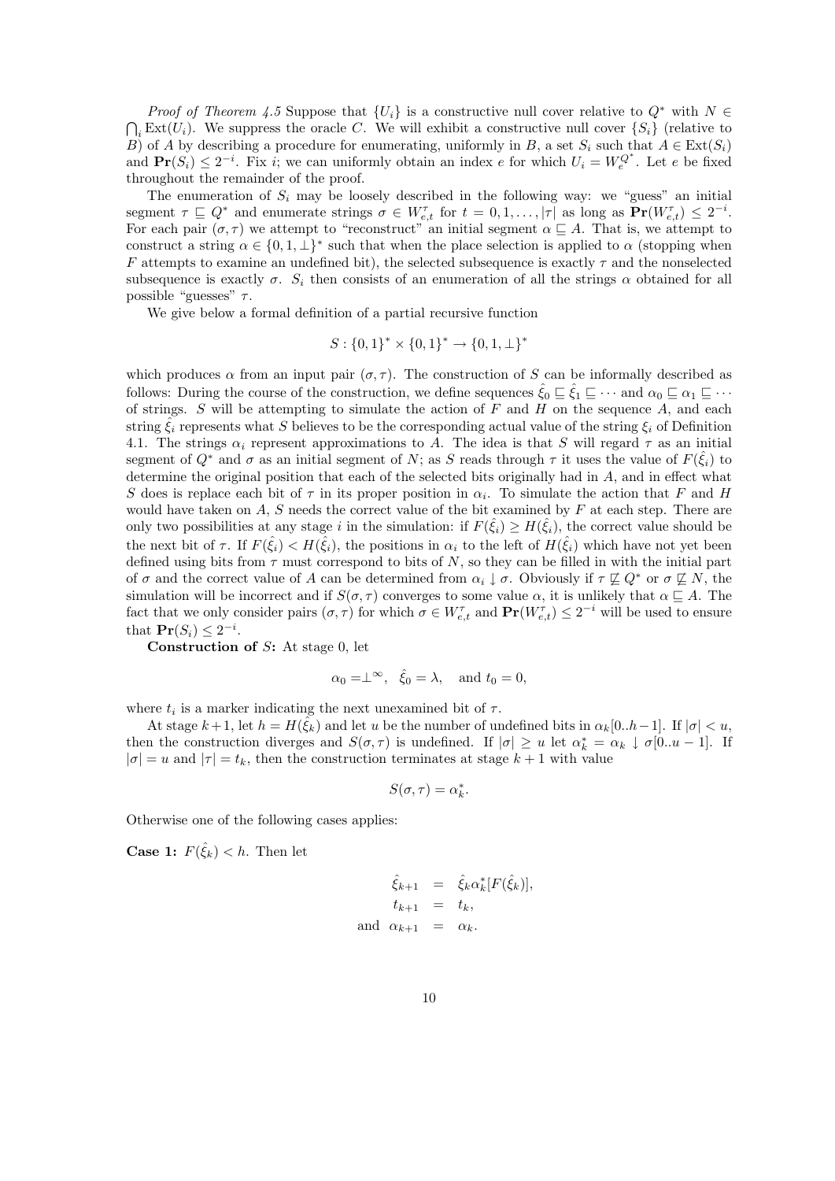*Proof of Theorem 4.5* Suppose that $\{U_i\}$ is a constructive null cover relative to $Q^*$ with $N \in \bigcap_i \mathrm{Ext}(U_i)$. We suppress the oracle $C$. We will exhibit a constructive null cover $\{S_i\}$ (relative to $B$) of $A$ by describing a procedure for enumerating, uniformly in $B$, a set $S_i$ such that $A \in \mathrm{Ext}(S_i)$ and $\mathbf{Pr}(S_i) \leq 2^{-i}$. Fix $i$; we can uniformly obtain an index $e$ for which $U_i = W_e^{Q^*}$. Let $e$ be fixed throughout the remainder of the proof.

The enumeration of $S_i$ may be loosely described in the following way: we "guess" an initial segment $\tau \sqsubseteq Q^*$ and enumerate strings $\sigma \in W_{e,t}^{\tau}$ for $t = 0, 1, \ldots, |\tau|$ as long as $\mathbf{Pr}(W_{e,t}^{\tau}) \leq 2^{-i}$. For each pair $(\sigma, \tau)$ we attempt to "reconstruct" an initial segment $\alpha \sqsubseteq A$. That is, we attempt to construct a string $\alpha \in \{0, 1, \perp\}^*$ such that when the place selection is applied to $\alpha$ (stopping when $F$ attempts to examine an undefined bit), the selected subsequence is exactly $\tau$ and the nonselected subsequence is exactly $\sigma$. $S_i$ then consists of an enumeration of all the strings $\alpha$ obtained for all possible "guesses" $\tau$.

We give below a formal definition of a partial recursive function

$$S : \{0,1\}^* \times \{0,1\}^* \to \{0,1,\perp\}^*$$

which produces $\alpha$ from an input pair $(\sigma, \tau)$. The construction of $S$ can be informally described as follows: During the course of the construction, we define sequences $\hat{\xi}_0 \sqsubseteq \hat{\xi}_1 \sqsubseteq \cdots$ and $\alpha_0 \sqsubseteq \alpha_1 \sqsubseteq \cdots$ of strings. $S$ will be attempting to simulate the action of $F$ and $H$ on the sequence $A$, and each string $\hat{\xi}_i$ represents what $S$ believes to be the corresponding actual value of the string $\xi_i$ of Definition 4.1. The strings $\alpha_i$ represent approximations to $A$. The idea is that $S$ will regard $\tau$ as an initial segment of $Q^*$ and $\sigma$ as an initial segment of $N$; as $S$ reads through $\tau$ it uses the value of $F(\hat{\xi}_i)$ to determine the original position that each of the selected bits originally had in $A$, and in effect what $S$ does is replace each bit of $\tau$ in its proper position in $\alpha_i$. To simulate the action that $F$ and $H$ would have taken on $A$, $S$ needs the correct value of the bit examined by $F$ at each step. There are only two possibilities at any stage $i$ in the simulation: if $F(\hat{\xi}_i) \geq H(\hat{\xi}_i)$, the correct value should be the next bit of $\tau$. If $F(\hat{\xi}_i) < H(\hat{\xi}_i)$, the positions in $\alpha_i$ to the left of $H(\hat{\xi}_i)$ which have not yet been defined using bits from $\tau$ must correspond to bits of $N$, so they can be filled in with the initial part of $\sigma$ and the correct value of $A$ can be determined from $\alpha_i \downarrow \sigma$. Obviously if $\tau \not\sqsubseteq Q^*$ or $\sigma \not\sqsubseteq N$, the simulation will be incorrect and if $S(\sigma, \tau)$ converges to some value $\alpha$, it is unlikely that $\alpha \sqsubseteq A$. The fact that we only consider pairs $(\sigma, \tau)$ for which $\sigma \in W_{e,t}^{\tau}$ and $\mathbf{Pr}(W_{e,t}^{\tau}) \leq 2^{-i}$ will be used to ensure that $\mathbf{Pr}(S_i) \leq 2^{-i}$.

**Construction of $S$:** At stage 0, let

$$\alpha_0 = \perp^\infty, \quad \hat{\xi}_0 = \lambda, \quad \text{and } t_0 = 0,$$

where $t_i$ is a marker indicating the next unexamined bit of $\tau$.

At stage $k+1$, let $h = H(\hat{\xi}_k)$ and let $u$ be the number of undefined bits in $\alpha_k[0..h-1]$. If $|\sigma| < u$, then the construction diverges and $S(\sigma, \tau)$ is undefined. If $|\sigma| \geq u$ let $\alpha_k^* = \alpha_k \downarrow \sigma[0..u-1]$. If $|\sigma| = u$ and $|\tau| = t_k$, then the construction terminates at stage $k+1$ with value

$$S(\sigma, \tau) = \alpha_k^*.$$

Otherwise one of the following cases applies:

**Case 1:** $F(\hat{\xi}_k) < h$. Then let

$$\begin{aligned} \hat{\xi}_{k+1} &= \hat{\xi}_k \alpha_k^*[F(\hat{\xi}_k)], \\ t_{k+1} &= t_k, \\ \text{and } \alpha_{k+1} &= \alpha_k. \end{aligned}$$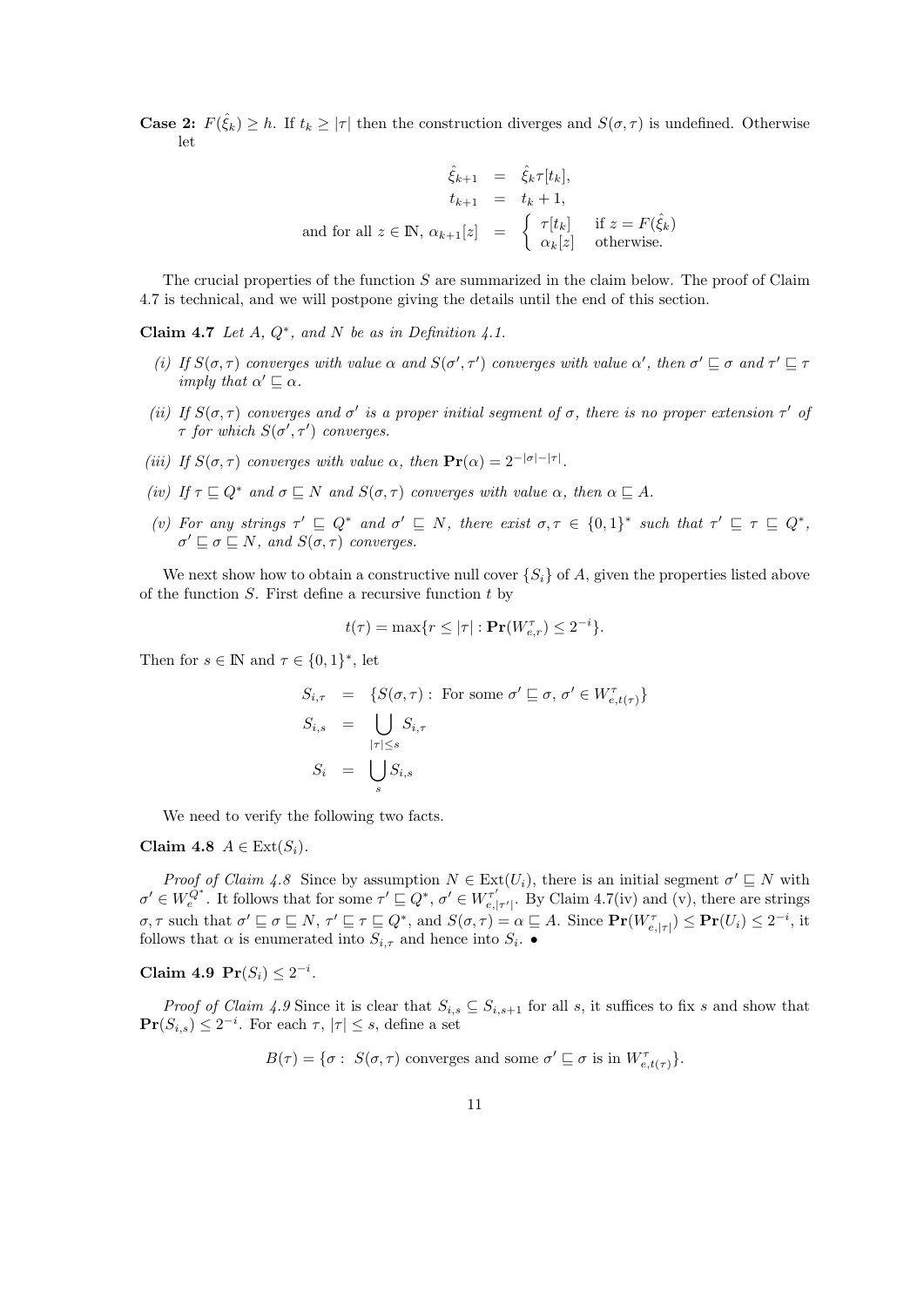**Case 2:** $F(\hat{\xi}_k) \geq h$. If $t_k \geq |\tau|$ then the construction diverges and $S(\sigma, \tau)$ is undefined. Otherwise let

$$
\begin{aligned}
\hat{\xi}_{k+1} &= \hat{\xi}_k \tau[t_k], \\
t_{k+1} &= t_k + 1, \\
\text{and for all } z \in \mathbb{N},\ \alpha_{k+1}[z] &= \begin{cases} \tau[t_k] & \text{if } z = F(\hat{\xi}_k) \\ \alpha_k[z] & \text{otherwise.} \end{cases}
\end{aligned}
$$

The crucial properties of the function $S$ are summarized in the claim below. The proof of Claim 4.7 is technical, and we will postpone giving the details until the end of this section.

**Claim 4.7** *Let $A$, $Q^*$, and $N$ be as in Definition 4.1.*

*(i) If $S(\sigma, \tau)$ converges with value $\alpha$ and $S(\sigma', \tau')$ converges with value $\alpha'$, then $\sigma' \sqsubseteq \sigma$ and $\tau' \sqsubseteq \tau$ imply that $\alpha' \sqsubseteq \alpha$.*

*(ii) If $S(\sigma, \tau)$ converges and $\sigma'$ is a proper initial segment of $\sigma$, there is no proper extension $\tau'$ of $\tau$ for which $S(\sigma', \tau')$ converges.*

*(iii) If $S(\sigma, \tau)$ converges with value $\alpha$, then $\mathbf{Pr}(\alpha) = 2^{-|\sigma|-|\tau|}$.*

*(iv) If $\tau \sqsubseteq Q^*$ and $\sigma \sqsubseteq N$ and $S(\sigma, \tau)$ converges with value $\alpha$, then $\alpha \sqsubseteq A$.*

*(v) For any strings $\tau' \sqsubseteq Q^*$ and $\sigma' \sqsubseteq N$, there exist $\sigma, \tau \in \{0,1\}^*$ such that $\tau' \sqsubseteq \tau \sqsubseteq Q^*$, $\sigma' \sqsubseteq \sigma \sqsubseteq N$, and $S(\sigma, \tau)$ converges.*

We next show how to obtain a constructive null cover $\{S_i\}$ of $A$, given the properties listed above of the function $S$. First define a recursive function $t$ by

$$t(\tau) = \max\{r \leq |\tau| : \mathbf{Pr}(W^{\tau}_{e,r}) \leq 2^{-i}\}.$$

Then for $s \in \mathbb{N}$ and $\tau \in \{0,1\}^*$, let

$$
\begin{aligned}
S_{i,\tau} &= \{S(\sigma, \tau) : \text{ For some } \sigma' \sqsubseteq \sigma,\ \sigma' \in W^{\tau}_{e,t(\tau)}\} \\
S_{i,s} &= \bigcup_{|\tau| \leq s} S_{i,\tau} \\
S_i &= \bigcup_s S_{i,s}
\end{aligned}
$$

We need to verify the following two facts.

**Claim 4.8** $A \in \mathrm{Ext}(S_i)$.

*Proof of Claim 4.8* Since by assumption $N \in \mathrm{Ext}(U_i)$, there is an initial segment $\sigma' \sqsubseteq N$ with $\sigma' \in W^{Q^*}_e$. It follows that for some $\tau' \sqsubseteq Q^*$, $\sigma' \in W^{\tau'}_{e,|\tau'|}$. By Claim 4.7(iv) and (v), there are strings $\sigma, \tau$ such that $\sigma' \sqsubseteq \sigma \sqsubseteq N$, $\tau' \sqsubseteq \tau \sqsubseteq Q^*$, and $S(\sigma, \tau) = \alpha \sqsubseteq A$. Since $\mathbf{Pr}(W^{\tau}_{e,|\tau|}) \leq \mathbf{Pr}(U_i) \leq 2^{-i}$, it follows that $\alpha$ is enumerated into $S_{i,\tau}$ and hence into $S_i$. •

**Claim 4.9** $\mathbf{Pr}(S_i) \leq 2^{-i}$.

*Proof of Claim 4.9* Since it is clear that $S_{i,s} \subseteq S_{i,s+1}$ for all $s$, it suffices to fix $s$ and show that $\mathbf{Pr}(S_{i,s}) \leq 2^{-i}$. For each $\tau$, $|\tau| \leq s$, define a set

$$B(\tau) = \{\sigma : \ S(\sigma, \tau) \text{ converges and some } \sigma' \sqsubseteq \sigma \text{ is in } W^{\tau}_{e,t(\tau)}\}.$$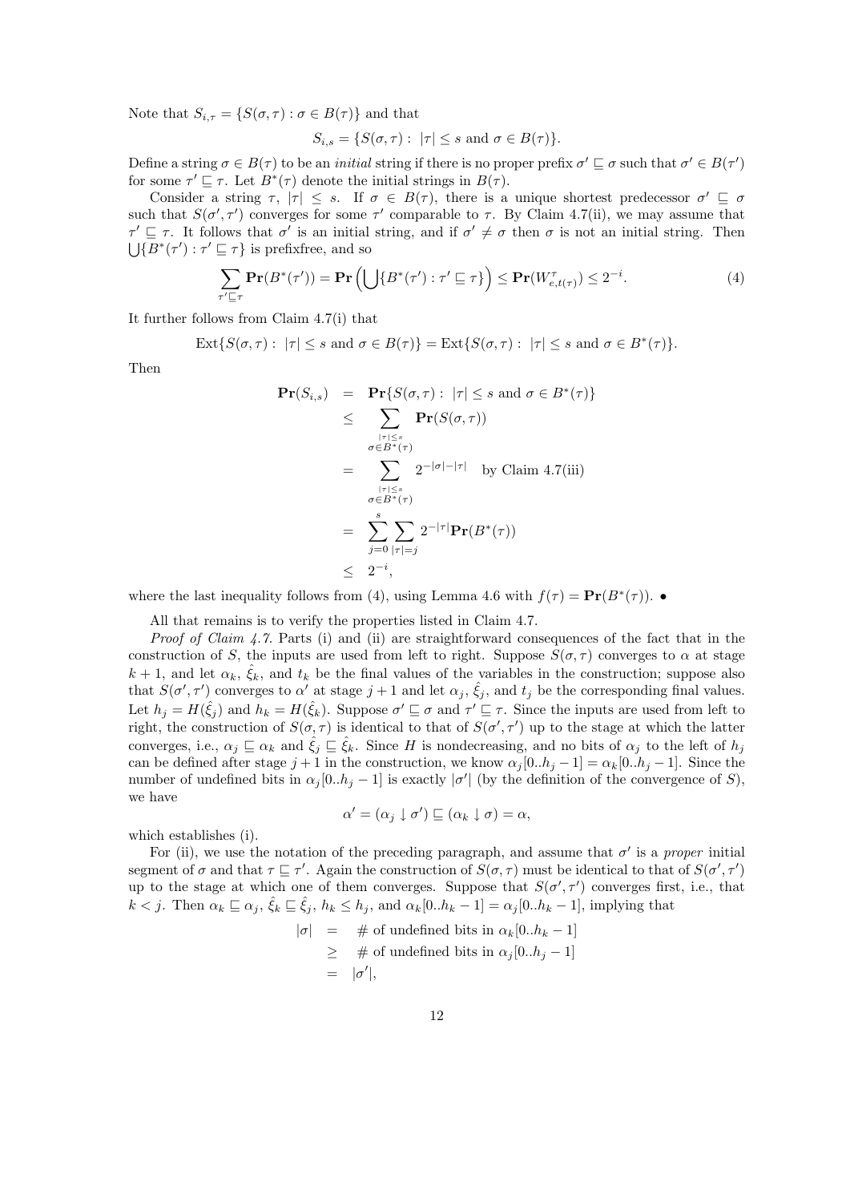Note that $S_{i,\tau} = \{S(\sigma, \tau) : \sigma \in B(\tau)\}$ and that

$$S_{i,s} = \{S(\sigma, \tau) : \ |\tau| \leq s \text{ and } \sigma \in B(\tau)\}.$$

Define a string $\sigma \in B(\tau)$ to be an *initial* string if there is no proper prefix $\sigma' \sqsubseteq \sigma$ such that $\sigma' \in B(\tau')$ for some $\tau' \sqsubseteq \tau$. Let $B^*(\tau)$ denote the initial strings in $B(\tau)$.

Consider a string $\tau$, $|\tau| \leq s$. If $\sigma \in B(\tau)$, there is a unique shortest predecessor $\sigma' \sqsubseteq \sigma$ such that $S(\sigma', \tau')$ converges for some $\tau'$ comparable to $\tau$. By Claim 4.7(ii), we may assume that $\tau' \sqsubseteq \tau$. It follows that $\sigma'$ is an initial string, and if $\sigma' \neq \sigma$ then $\sigma$ is not an initial string. Then $\bigcup\{B^*(\tau') : \tau' \sqsubseteq \tau\}$ is prefixfree, and so

$$\sum_{\tau' \sqsubseteq \tau} \mathbf{Pr}(B^*(\tau')) = \mathbf{Pr}\left(\bigcup\{B^*(\tau') : \tau' \sqsubseteq \tau\}\right) \leq \mathbf{Pr}(W^{\tau}_{e,t(\tau)}) \leq 2^{-i}. \tag{4}$$

It further follows from Claim 4.7(i) that

$$\text{Ext}\{S(\sigma, \tau) : \ |\tau| \leq s \text{ and } \sigma \in B(\tau)\} = \text{Ext}\{S(\sigma, \tau) : \ |\tau| \leq s \text{ and } \sigma \in B^*(\tau)\}.$$

Then

$$\begin{aligned}
\mathbf{Pr}(S_{i,s}) &= \mathbf{Pr}\{S(\sigma, \tau) : \ |\tau| \leq s \text{ and } \sigma \in B^*(\tau)\} \\
&\leq \sum_{\substack{|\tau| \leq s \\ \sigma \in B^*(\tau)}} \mathbf{Pr}(S(\sigma, \tau)) \\
&= \sum_{\substack{|\tau| \leq s \\ \sigma \in B^*(\tau)}} 2^{-|\sigma| - |\tau|} \quad \text{by Claim 4.7(iii)} \\
&= \sum_{j=0}^{s} \sum_{|\tau| = j} 2^{-|\tau|} \mathbf{Pr}(B^*(\tau)) \\
&\leq 2^{-i},
\end{aligned}$$

where the last inequality follows from (4), using Lemma 4.6 with $f(\tau) = \mathbf{Pr}(B^*(\tau))$. •

All that remains is to verify the properties listed in Claim 4.7.

*Proof of Claim 4.7.* Parts (i) and (ii) are straightforward consequences of the fact that in the construction of $S$, the inputs are used from left to right. Suppose $S(\sigma, \tau)$ converges to $\alpha$ at stage $k + 1$, and let $\alpha_k$, $\hat{\xi}_k$, and $t_k$ be the final values of the variables in the construction; suppose also that $S(\sigma', \tau')$ converges to $\alpha'$ at stage $j + 1$ and let $\alpha_j$, $\hat{\xi}_j$, and $t_j$ be the corresponding final values. Let $h_j = H(\hat{\xi}_j)$ and $h_k = H(\hat{\xi}_k)$. Suppose $\sigma' \sqsubseteq \sigma$ and $\tau' \sqsubseteq \tau$. Since the inputs are used from left to right, the construction of $S(\sigma, \tau)$ is identical to that of $S(\sigma', \tau')$ up to the stage at which the latter converges, i.e., $\alpha_j \sqsubseteq \alpha_k$ and $\hat{\xi}_j \sqsubseteq \hat{\xi}_k$. Since $H$ is nondecreasing, and no bits of $\alpha_j$ to the left of $h_j$ can be defined after stage $j + 1$ in the construction, we know $\alpha_j[0..h_j - 1] = \alpha_k[0..h_j - 1]$. Since the number of undefined bits in $\alpha_j[0..h_j - 1]$ is exactly $|\sigma'|$ (by the definition of the convergence of $S$), we have

$$\alpha' = (\alpha_j \downarrow \sigma') \sqsubseteq (\alpha_k \downarrow \sigma) = \alpha,$$

which establishes (i).

For (ii), we use the notation of the preceding paragraph, and assume that $\sigma'$ is a *proper* initial segment of $\sigma$ and that $\tau \sqsubseteq \tau'$. Again the construction of $S(\sigma, \tau)$ must be identical to that of $S(\sigma', \tau')$ up to the stage at which one of them converges. Suppose that $S(\sigma', \tau')$ converges first, i.e., that $k < j$. Then $\alpha_k \sqsubseteq \alpha_j$, $\hat{\xi}_k \sqsubseteq \hat{\xi}_j$, $h_k \leq h_j$, and $\alpha_k[0..h_k - 1] = \alpha_j[0..h_k - 1]$, implying that

$$\begin{aligned}
|\sigma| &= \ \# \text{ of undefined bits in } \alpha_k[0..h_k - 1] \\
&\geq \ \# \text{ of undefined bits in } \alpha_j[0..h_j - 1] \\
&= \ |\sigma'|,
\end{aligned}$$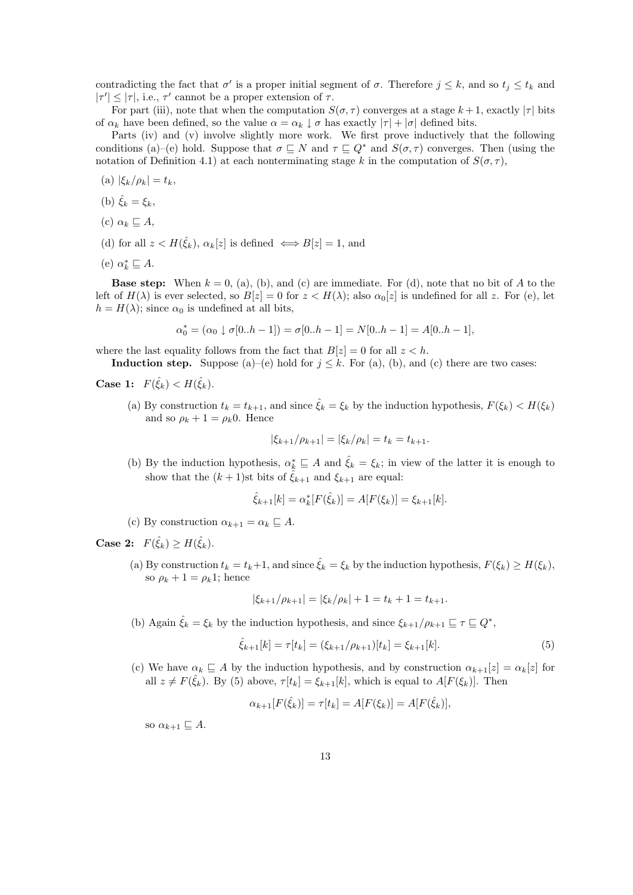contradicting the fact that $\sigma'$ is a proper initial segment of $\sigma$. Therefore $j \leq k$, and so $t_j \leq t_k$ and $|\tau'| \leq |\tau|$, i.e., $\tau'$ cannot be a proper extension of $\tau$.

For part (iii), note that when the computation $S(\sigma, \tau)$ converges at a stage $k+1$, exactly $|\tau|$ bits of $\alpha_k$ have been defined, so the value $\alpha = \alpha_k \downarrow \sigma$ has exactly $|\tau| + |\sigma|$ defined bits.

Parts (iv) and (v) involve slightly more work. We first prove inductively that the following conditions (a)–(e) hold. Suppose that $\sigma \sqsubseteq N$ and $\tau \sqsubseteq Q^*$ and $S(\sigma, \tau)$ converges. Then (using the notation of Definition 4.1) at each nonterminating stage $k$ in the computation of $S(\sigma, \tau)$,

(a) $|\xi_k/\rho_k| = t_k$,

(b) $\hat{\xi}_k = \xi_k$,

(c) $\alpha_k \sqsubseteq A$,

(d) for all $z < H(\hat{\xi}_k)$, $\alpha_k[z]$ is defined $\iff B[z] = 1$, and

(e) $\alpha_k^* \sqsubseteq A$.

**Base step:** When $k = 0$, (a), (b), and (c) are immediate. For (d), note that no bit of $A$ to the left of $H(\lambda)$ is ever selected, so $B[z] = 0$ for $z < H(\lambda)$; also $\alpha_0[z]$ is undefined for all $z$. For (e), let $h = H(\lambda)$; since $\alpha_0$ is undefined at all bits,

$$\alpha_0^* = (\alpha_0 \downarrow \sigma[0..h-1]) = \sigma[0..h-1] = N[0..h-1] = A[0..h-1],$$

where the last equality follows from the fact that $B[z] = 0$ for all $z < h$.

**Induction step.** Suppose (a)–(e) hold for $j \leq k$. For (a), (b), and (c) there are two cases:

**Case 1:** $F(\hat{\xi}_k) < H(\hat{\xi}_k)$.

(a) By construction $t_k = t_{k+1}$, and since $\hat{\xi}_k = \xi_k$ by the induction hypothesis, $F(\xi_k) < H(\xi_k)$ and so $\rho_k + 1 = \rho_k 0$. Hence

$$|\xi_{k+1}/\rho_{k+1}| = |\xi_k/\rho_k| = t_k = t_{k+1}.$$

(b) By the induction hypothesis, $\alpha_k^* \sqsubseteq A$ and $\hat{\xi}_k = \xi_k$; in view of the latter it is enough to show that the $(k+1)$st bits of $\hat{\xi}_{k+1}$ and $\xi_{k+1}$ are equal:

$$\hat{\xi}_{k+1}[k] = \alpha_k^*[F(\hat{\xi}_k)] = A[F(\xi_k)] = \xi_{k+1}[k].$$

(c) By construction $\alpha_{k+1} = \alpha_k \sqsubseteq A$.

**Case 2:** $F(\hat{\xi}_k) \geq H(\hat{\xi}_k)$.

(a) By construction $t_k = t_k+1$, and since $\hat{\xi}_k = \xi_k$ by the induction hypothesis, $F(\xi_k) \geq H(\xi_k)$, so $\rho_k + 1 = \rho_k 1$; hence

$$|\xi_{k+1}/\rho_{k+1}| = |\xi_k/\rho_k| + 1 = t_k + 1 = t_{k+1}.$$

(b) Again $\hat{\xi}_k = \xi_k$ by the induction hypothesis, and since $\xi_{k+1}/\rho_{k+1} \sqsubseteq \tau \sqsubseteq Q^*$,

$$\hat{\xi}_{k+1}[k] = \tau[t_k] = (\xi_{k+1}/\rho_{k+1})[t_k] = \xi_{k+1}[k]. \tag{5}$$

(c) We have $\alpha_k \sqsubseteq A$ by the induction hypothesis, and by construction $\alpha_{k+1}[z] = \alpha_k[z]$ for all $z \neq F(\hat{\xi}_k)$. By (5) above, $\tau[t_k] = \xi_{k+1}[k]$, which is equal to $A[F(\xi_k)]$. Then

$$\alpha_{k+1}[F(\hat{\xi}_k)] = \tau[t_k] = A[F(\xi_k)] = A[F(\hat{\xi}_k)],$$

so $\alpha_{k+1} \sqsubseteq A$.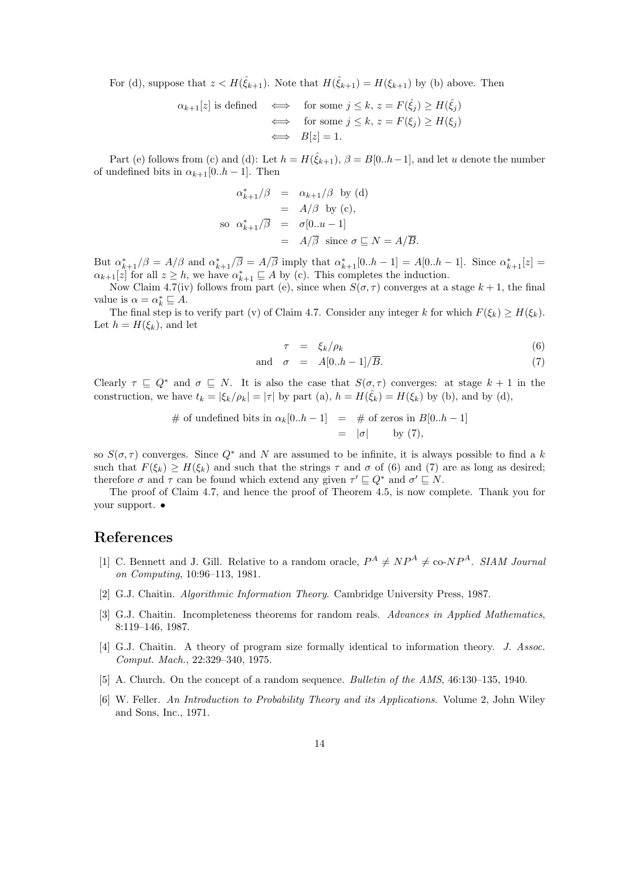For (d), suppose that $z < H(\hat{\xi}_{k+1})$. Note that $H(\hat{\xi}_{k+1}) = H(\xi_{k+1})$ by (b) above. Then

$$\begin{aligned} \alpha_{k+1}[z] \text{ is defined} &\iff \text{for some } j \leq k,\ z = F(\hat{\xi}_j) \geq H(\hat{\xi}_j) \\ &\iff \text{for some } j \leq k,\ z = F(\xi_j) \geq H(\xi_j) \\ &\iff B[z] = 1. \end{aligned}$$

Part (e) follows from (c) and (d): Let $h = H(\hat{\xi}_{k+1})$, $\beta = B[0..h-1]$, and let $u$ denote the number of undefined bits in $\alpha_{k+1}[0..h-1]$. Then

$$\begin{aligned} \alpha^*_{k+1}/\beta &= \alpha_{k+1}/\beta \ \text{ by (d)} \\ &= A/\beta \ \text{ by (c),} \\ \text{so } \ \alpha^*_{k+1}/\overline{\beta} &= \sigma[0..u-1] \\ &= A/\overline{\beta} \ \text{ since } \sigma \sqsubseteq N = A/\overline{B}. \end{aligned}$$

But $\alpha^*_{k+1}/\beta = A/\beta$ and $\alpha^*_{k+1}/\overline{\beta} = A/\overline{\beta}$ imply that $\alpha^*_{k+1}[0..h-1] = A[0..h-1]$. Since $\alpha^*_{k+1}[z] = \alpha_{k+1}[z]$ for all $z \geq h$, we have $\alpha^*_{k+1} \sqsubseteq A$ by (c). This completes the induction.

Now Claim 4.7(iv) follows from part (e), since when $S(\sigma, \tau)$ converges at a stage $k+1$, the final value is $\alpha = \alpha^*_k \sqsubseteq A$.

The final step is to verify part (v) of Claim 4.7. Consider any integer $k$ for which $F(\xi_k) \geq H(\xi_k)$. Let $h = H(\xi_k)$, and let

$$\tau = \xi_k/\rho_k \tag{6}$$

$$\text{and} \quad \sigma = A[0..h-1]/\overline{B}. \tag{7}$$

Clearly $\tau \sqsubseteq Q^*$ and $\sigma \sqsubseteq N$. It is also the case that $S(\sigma, \tau)$ converges: at stage $k+1$ in the construction, we have $t_k = |\xi_k/\rho_k| = |\tau|$ by part (a), $h = H(\hat{\xi}_k) = H(\xi_k)$ by (b), and by (d),

$$\begin{aligned} \#\text{ of undefined bits in } \alpha_k[0..h-1] &= \#\text{ of zeros in } B[0..h-1] \\ &= |\sigma| \qquad \text{by (7),} \end{aligned}$$

so $S(\sigma, \tau)$ converges. Since $Q^*$ and $N$ are assumed to be infinite, it is always possible to find a $k$ such that $F(\xi_k) \geq H(\xi_k)$ and such that the strings $\tau$ and $\sigma$ of (6) and (7) are as long as desired; therefore $\sigma$ and $\tau$ can be found which extend any given $\tau' \sqsubseteq Q^*$ and $\sigma' \sqsubseteq N$.

The proof of Claim 4.7, and hence the proof of Theorem 4.5, is now complete. Thank you for your support. •

## References

[1] C. Bennett and J. Gill. Relative to a random oracle, $P^A \neq NP^A \neq$ co-$NP^A$. *SIAM Journal on Computing*, 10:96–113, 1981.

[2] G.J. Chaitin. *Algorithmic Information Theory*. Cambridge University Press, 1987.

[3] G.J. Chaitin. Incompleteness theorems for random reals. *Advances in Applied Mathematics*, 8:119–146, 1987.

[4] G.J. Chaitin. A theory of program size formally identical to information theory. *J. Assoc. Comput. Mach.*, 22:329–340, 1975.

[5] A. Church. On the concept of a random sequence. *Bulletin of the AMS*, 46:130–135, 1940.

[6] W. Feller. *An Introduction to Probability Theory and its Applications*. Volume 2, John Wiley and Sons, Inc., 1971.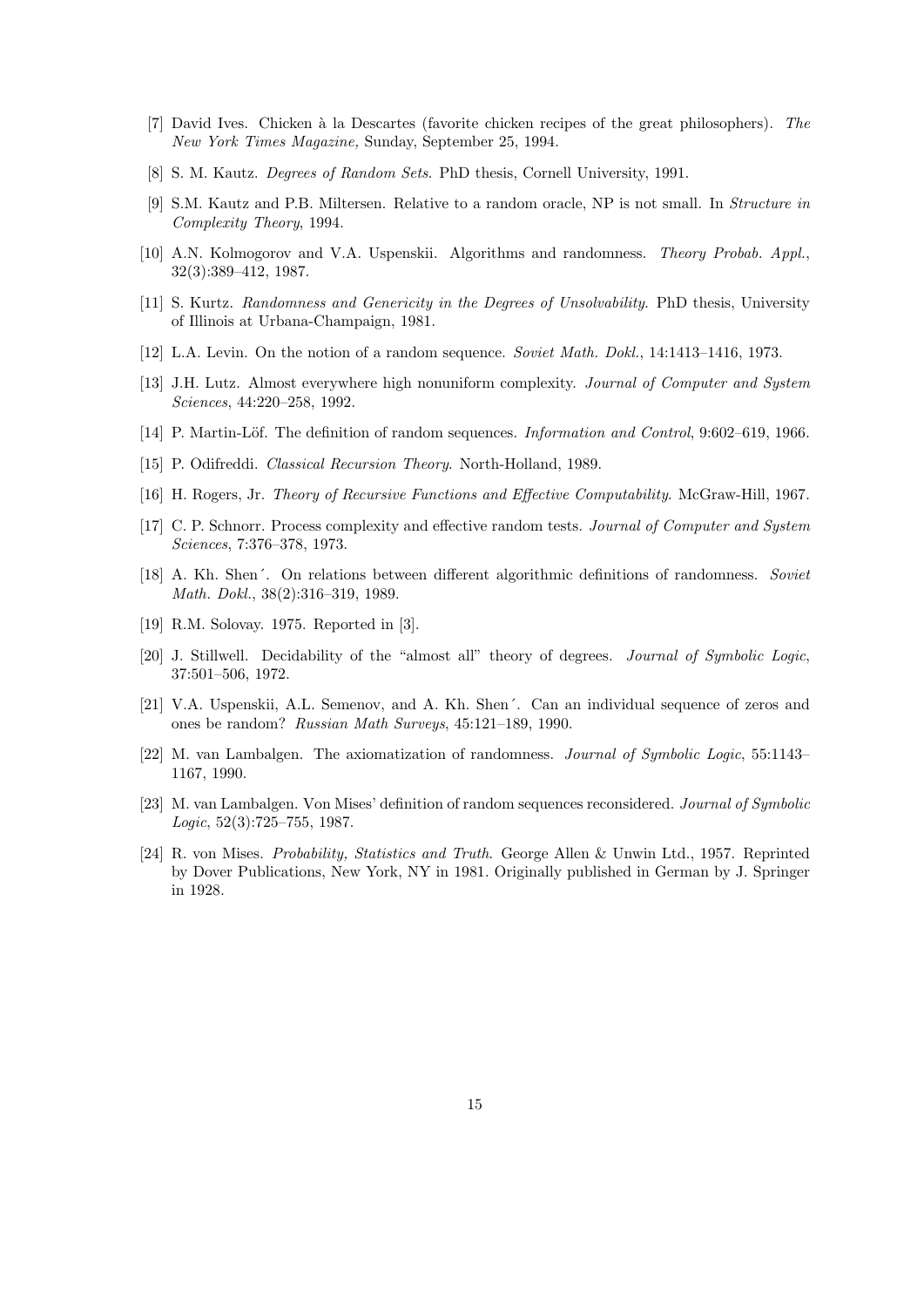[7] David Ives. Chicken à la Descartes (favorite chicken recipes of the great philosophers). *The New York Times Magazine,* Sunday, September 25, 1994.

[8] S. M. Kautz. *Degrees of Random Sets*. PhD thesis, Cornell University, 1991.

[9] S.M. Kautz and P.B. Miltersen. Relative to a random oracle, NP is not small. In *Structure in Complexity Theory*, 1994.

[10] A.N. Kolmogorov and V.A. Uspenskii. Algorithms and randomness. *Theory Probab. Appl.*, 32(3):389–412, 1987.

[11] S. Kurtz. *Randomness and Genericity in the Degrees of Unsolvability*. PhD thesis, University of Illinois at Urbana-Champaign, 1981.

[12] L.A. Levin. On the notion of a random sequence. *Soviet Math. Dokl.*, 14:1413–1416, 1973.

[13] J.H. Lutz. Almost everywhere high nonuniform complexity. *Journal of Computer and System Sciences*, 44:220–258, 1992.

[14] P. Martin-Löf. The definition of random sequences. *Information and Control*, 9:602–619, 1966.

[15] P. Odifreddi. *Classical Recursion Theory*. North-Holland, 1989.

[16] H. Rogers, Jr. *Theory of Recursive Functions and Effective Computability*. McGraw-Hill, 1967.

[17] C. P. Schnorr. Process complexity and effective random tests. *Journal of Computer and System Sciences*, 7:376–378, 1973.

[18] A. Kh. Shen´. On relations between different algorithmic definitions of randomness. *Soviet Math. Dokl.*, 38(2):316–319, 1989.

[19] R.M. Solovay. 1975. Reported in [3].

[20] J. Stillwell. Decidability of the "almost all" theory of degrees. *Journal of Symbolic Logic*, 37:501–506, 1972.

[21] V.A. Uspenskii, A.L. Semenov, and A. Kh. Shen´. Can an individual sequence of zeros and ones be random? *Russian Math Surveys*, 45:121–189, 1990.

[22] M. van Lambalgen. The axiomatization of randomness. *Journal of Symbolic Logic*, 55:1143–1167, 1990.

[23] M. van Lambalgen. Von Mises' definition of random sequences reconsidered. *Journal of Symbolic Logic*, 52(3):725–755, 1987.

[24] R. von Mises. *Probability, Statistics and Truth*. George Allen & Unwin Ltd., 1957. Reprinted by Dover Publications, New York, NY in 1981. Originally published in German by J. Springer in 1928.